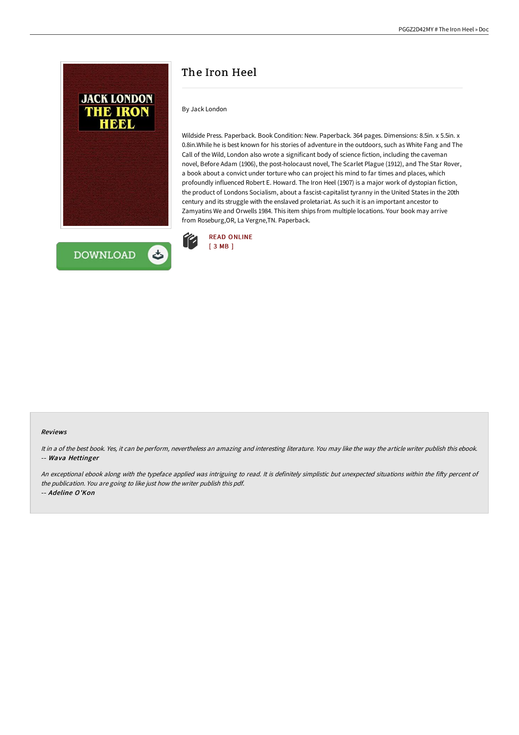# The Iron Heel

By Jack London

Wildside Press. Paperback. Book Condition: New. Paperback. 364 pages. Dimensions: 8.5in. x 5.5in. x 0.8in.While he is best known for his stories of adventure in the outdoors, such as White Fang and The Call of the Wild, London also wrote a significant body of science fiction, including the caveman novel, Before Adam (1906), the post-holocaust novel, The Scarlet Plague (1912), and The Star Rover, a book about a convict under torture who can project his mind to far times and places, which profoundly influenced Robert E. Howard. The Iron Heel (1907) is a major work of dystopian fiction, the product of Londons Socialism, about a fascist-capitalist tyranny in the United States in the 20th century and its struggle with the enslaved proletariat. As such it is an important ancestor to Zamyatins We and Orwells 1984. This item ships from multiple locations. Your book may arrive from Roseburg,OR, La Vergne,TN. Paperback.

READ ONLINE
[ 3 MB ]

DOWNLOAD

#### Reviews

*It in a of the best book. Yes, it can be perform, nevertheless an amazing and interesting literature. You may like the way the article writer publish this ebook.*
-- ***Wava Hettinger***

*An exceptional ebook along with the typeface applied was intriguing to read. It is definitely simplistic but unexpected situations within the fifty percent of the publication. You are going to like just how the writer publish this pdf.*
-- ***Adeline O'Kon***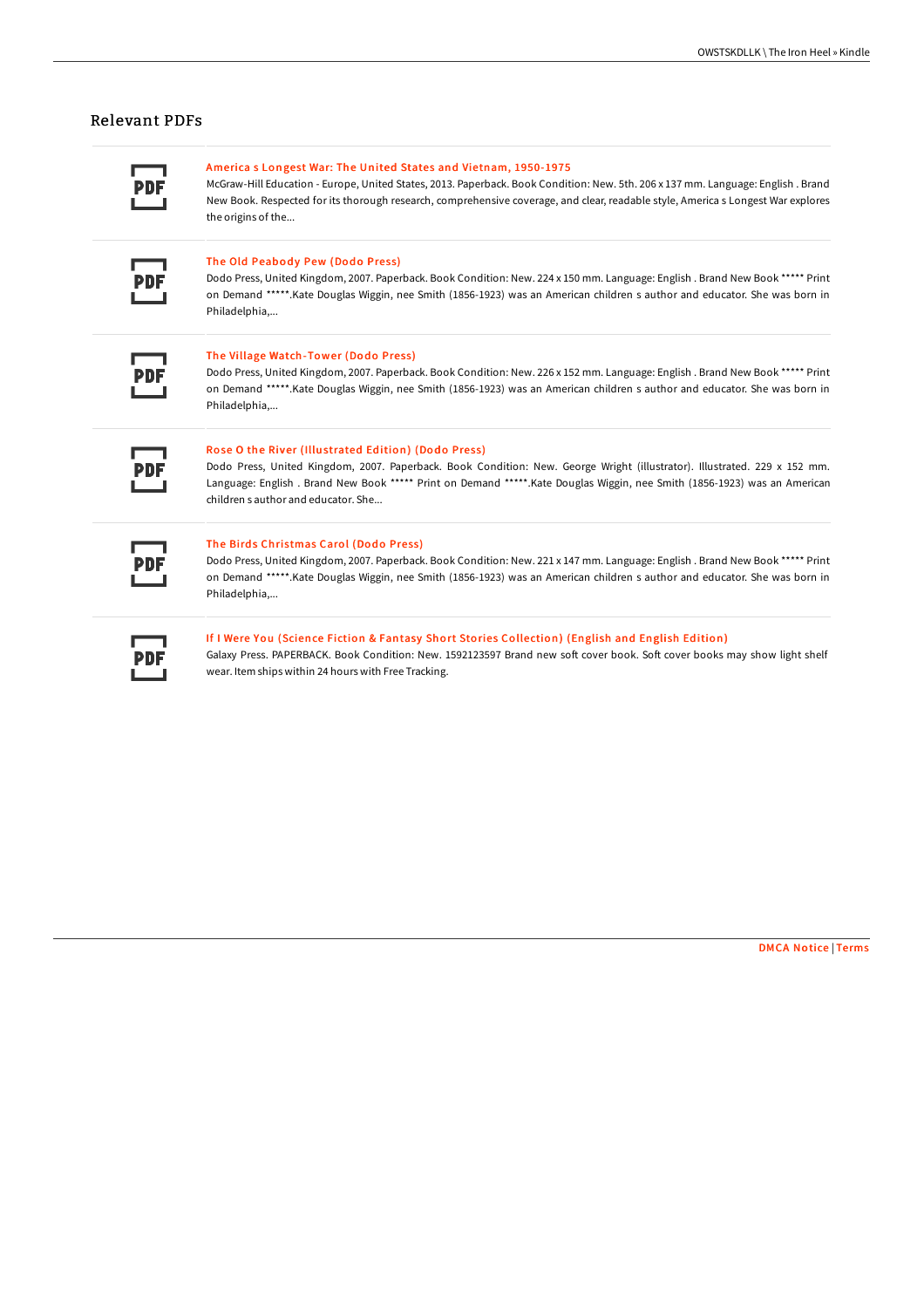## Relevant PDFs

**America s Longest War: The United States and Vietnam, 1950-1975**

McGraw-Hill Education - Europe, United States, 2013. Paperback. Book Condition: New. 5th. 206 x 137 mm. Language: English . Brand New Book. Respected for its thorough research, comprehensive coverage, and clear, readable style, America s Longest War explores the origins of the...

**The Old Peabody Pew (Dodo Press)**

Dodo Press, United Kingdom, 2007. Paperback. Book Condition: New. 224 x 150 mm. Language: English . Brand New Book ***** Print on Demand *****.Kate Douglas Wiggin, nee Smith (1856-1923) was an American children s author and educator. She was born in Philadelphia,...

**The Village Watch-Tower (Dodo Press)**

Dodo Press, United Kingdom, 2007. Paperback. Book Condition: New. 226 x 152 mm. Language: English . Brand New Book ***** Print on Demand *****.Kate Douglas Wiggin, nee Smith (1856-1923) was an American children s author and educator. She was born in Philadelphia,...

**Rose O the River (Illustrated Edition) (Dodo Press)**

Dodo Press, United Kingdom, 2007. Paperback. Book Condition: New. George Wright (illustrator). Illustrated. 229 x 152 mm. Language: English . Brand New Book ***** Print on Demand *****.Kate Douglas Wiggin, nee Smith (1856-1923) was an American children s author and educator. She...

**The Birds Christmas Carol (Dodo Press)**

Dodo Press, United Kingdom, 2007. Paperback. Book Condition: New. 221 x 147 mm. Language: English . Brand New Book ***** Print on Demand *****.Kate Douglas Wiggin, nee Smith (1856-1923) was an American children s author and educator. She was born in Philadelphia,...

**If I Were You (Science Fiction & Fantasy Short Stories Collection) (English and English Edition)**

Galaxy Press. PAPERBACK. Book Condition: New. 1592123597 Brand new soft cover book. Soft cover books may show light shelf wear. Item ships within 24 hours with Free Tracking.

DMCA Notice | Terms